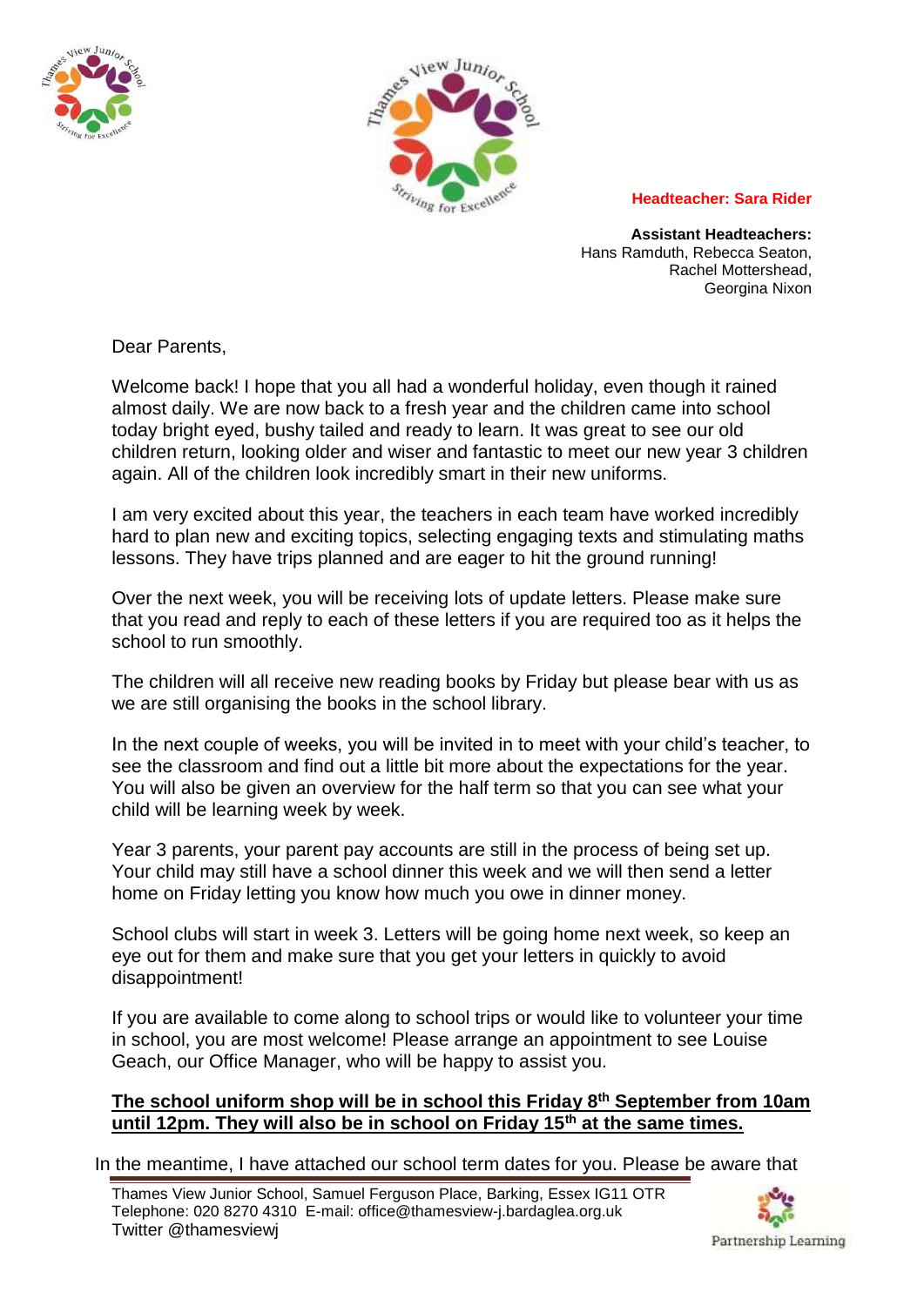**Headteacher: Sara Rider**

**Assistant Headteachers:**
Hans Ramduth, Rebecca Seaton,
Rachel Mottershead,
Georgina Nixon

Dear Parents,

Welcome back! I hope that you all had a wonderful holiday, even though it rained almost daily. We are now back to a fresh year and the children came into school today bright eyed, bushy tailed and ready to learn. It was great to see our old children return, looking older and wiser and fantastic to meet our new year 3 children again. All of the children look incredibly smart in their new uniforms.

I am very excited about this year, the teachers in each team have worked incredibly hard to plan new and exciting topics, selecting engaging texts and stimulating maths lessons. They have trips planned and are eager to hit the ground running!

Over the next week, you will be receiving lots of update letters. Please make sure that you read and reply to each of these letters if you are required too as it helps the school to run smoothly.

The children will all receive new reading books by Friday but please bear with us as we are still organising the books in the school library.

In the next couple of weeks, you will be invited in to meet with your child's teacher, to see the classroom and find out a little bit more about the expectations for the year. You will also be given an overview for the half term so that you can see what your child will be learning week by week.

Year 3 parents, your parent pay accounts are still in the process of being set up. Your child may still have a school dinner this week and we will then send a letter home on Friday letting you know how much you owe in dinner money.

School clubs will start in week 3. Letters will be going home next week, so keep an eye out for them and make sure that you get your letters in quickly to avoid disappointment!

If you are available to come along to school trips or would like to volunteer your time in school, you are most welcome! Please arrange an appointment to see Louise Geach, our Office Manager, who will be happy to assist you.

**The school uniform shop will be in school this Friday 8th September from 10am until 12pm. They will also be in school on Friday 15th at the same times.**

In the meantime, I have attached our school term dates for you. Please be aware that

Thames View Junior School, Samuel Ferguson Place, Barking, Essex IG11 OTR
Telephone: 020 8270 4310 E-mail: office@thamesview-j.bardaglea.org.uk
Twitter @thamesviewj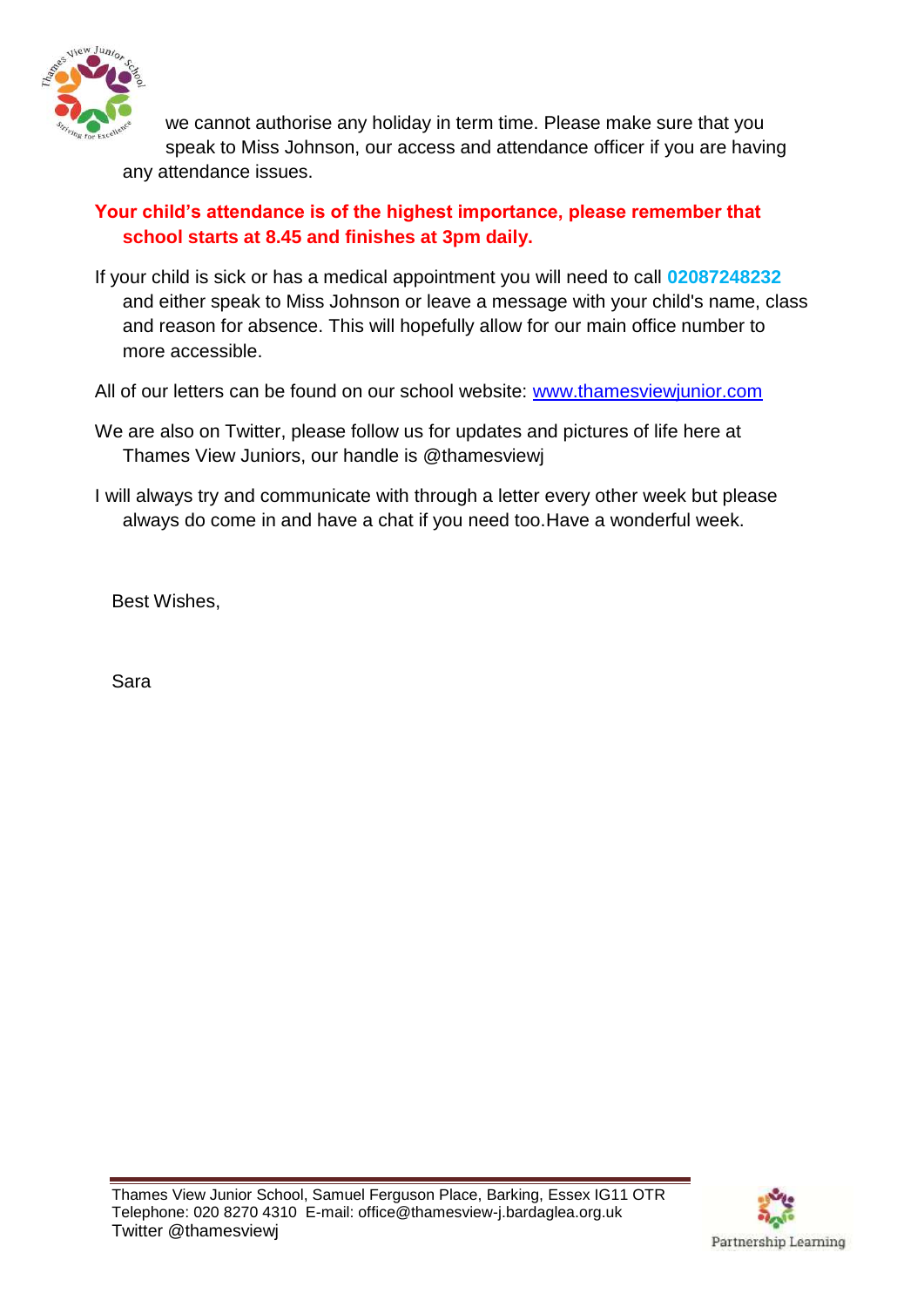we cannot authorise any holiday in term time. Please make sure that you speak to Miss Johnson, our access and attendance officer if you are having any attendance issues.

**Your child's attendance is of the highest importance, please remember that school starts at 8.45 and finishes at 3pm daily.**

If your child is sick or has a medical appointment you will need to call **02087248232** and either speak to Miss Johnson or leave a message with your child's name, class and reason for absence. This will hopefully allow for our main office number to more accessible.

All of our letters can be found on our school website: [www.thamesviewjunior.com](www.thamesviewjunior.com)

We are also on Twitter, please follow us for updates and pictures of life here at Thames View Juniors, our handle is @thamesviewj

I will always try and communicate with through a letter every other week but please always do come in and have a chat if you need too.Have a wonderful week.

Best Wishes,

Sara

Thames View Junior School, Samuel Ferguson Place, Barking, Essex IG11 OTR
Telephone: 020 8270 4310 E-mail: office@thamesview-j.bardaglea.org.uk
Twitter @thamesviewj